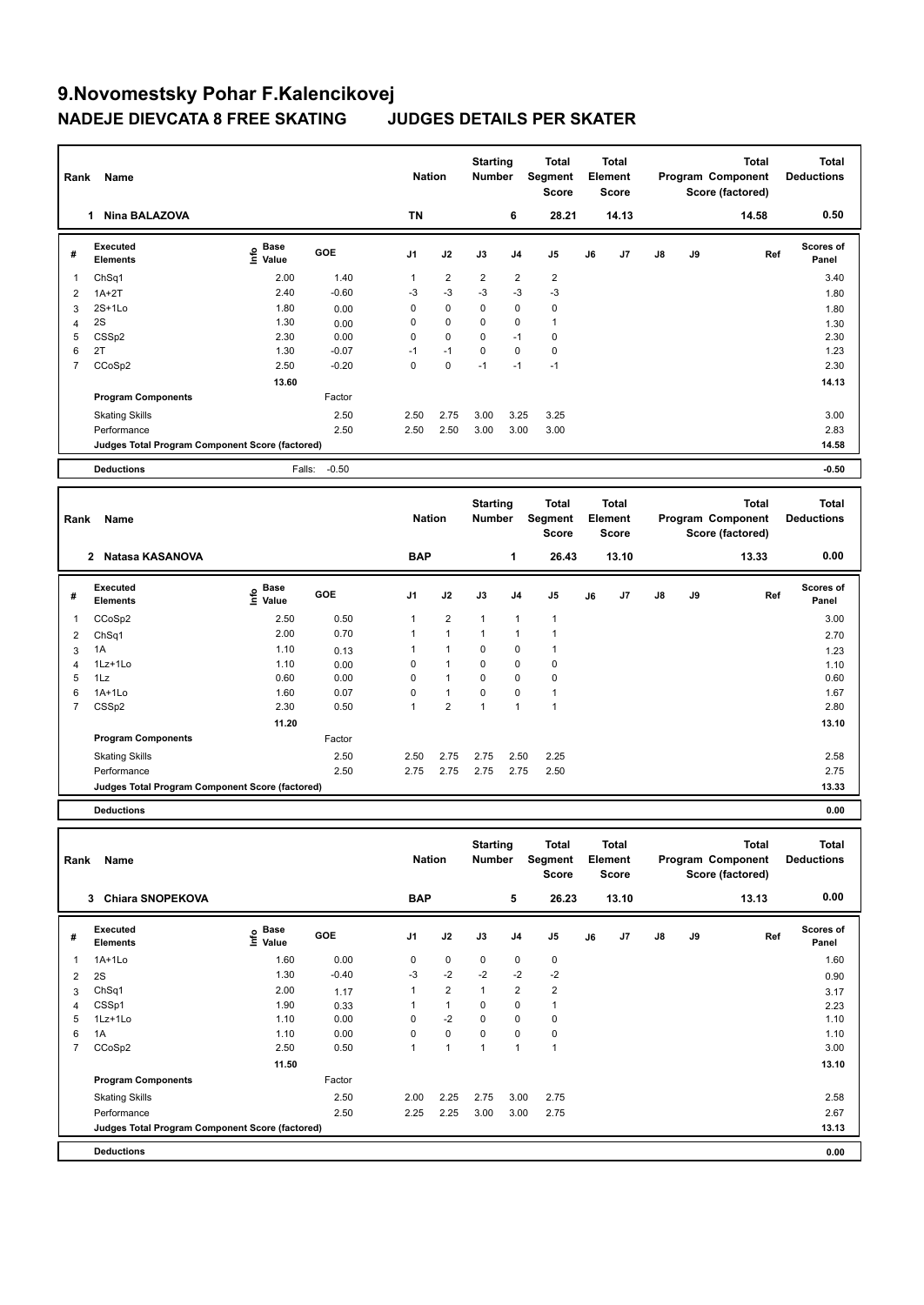# 9.Novomestsky Pohar F.Kalencikovej

## NADEJE DIEVCATA 8 FREE SKATING JUDGES DETAILS PER SKATER

| Rank | Name | Nation | Starting Number | Total Segment Score | Total Element Score | Total Program Component Score (factored) | Total Deductions |
|---|---|---|---|---|---|---|---|
| 1 | Nina BALAZOVA | TN | 6 | 28.21 | 14.13 | 14.58 | 0.50 |

| # | Executed Elements | Info | Base Value | GOE | J1 | J2 | J3 | J4 | J5 | J6 | J7 | J8 | J9 | Ref | Scores of Panel |
|---|---|---|---|---|---|---|---|---|---|---|---|---|---|---|---|
| 1 | ChSq1 | | 2.00 | 1.40 | 1 | 2 | 2 | 2 | 2 | | | | | | 3.40 |
| 2 | 1A+2T | | 2.40 | -0.60 | -3 | -3 | -3 | -3 | -3 | | | | | | 1.80 |
| 3 | 2S+1Lo | | 1.80 | 0.00 | 0 | 0 | 0 | 0 | 0 | | | | | | 1.80 |
| 4 | 2S | | 1.30 | 0.00 | 0 | 0 | 0 | 0 | 1 | | | | | | 1.30 |
| 5 | CSSp2 | | 2.30 | 0.00 | 0 | 0 | 0 | -1 | 0 | | | | | | 2.30 |
| 6 | 2T | | 1.30 | -0.07 | -1 | -1 | 0 | 0 | 0 | | | | | | 1.23 |
| 7 | CCoSp2 | | 2.50 | -0.20 | 0 | 0 | -1 | -1 | -1 | | | | | | 2.30 |
| | | | 13.60 | | | | | | | | | | | | 14.13 |
| | **Program Components** | | | Factor | | | | | | | | | | | |
| | Skating Skills | | | 2.50 | 2.50 | 2.75 | 3.00 | 3.25 | 3.25 | | | | | | 3.00 |
| | Performance | | | 2.50 | 2.50 | 2.50 | 3.00 | 3.00 | 3.00 | | | | | | 2.83 |
| | Judges Total Program Component Score (factored) | | | | | | | | | | | | | | 14.58 |
| | **Deductions** | | Falls: | -0.50 | | | | | | | | | | | -0.50 |

| Rank | Name | Nation | Starting Number | Total Segment Score | Total Element Score | Total Program Component Score (factored) | Total Deductions |
|---|---|---|---|---|---|---|---|
| 2 | Natasa KASANOVA | BAP | 1 | 26.43 | 13.10 | 13.33 | 0.00 |

| # | Executed Elements | Info | Base Value | GOE | J1 | J2 | J3 | J4 | J5 | J6 | J7 | J8 | J9 | Ref | Scores of Panel |
|---|---|---|---|---|---|---|---|---|---|---|---|---|---|---|---|
| 1 | CCoSp2 | | 2.50 | 0.50 | 1 | 2 | 1 | 1 | 1 | | | | | | 3.00 |
| 2 | ChSq1 | | 2.00 | 0.70 | 1 | 1 | 1 | 1 | 1 | | | | | | 2.70 |
| 3 | 1A | | 1.10 | 0.13 | 1 | 1 | 0 | 0 | 1 | | | | | | 1.23 |
| 4 | 1Lz+1Lo | | 1.10 | 0.00 | 0 | 1 | 0 | 0 | 0 | | | | | | 1.10 |
| 5 | 1Lz | | 0.60 | 0.00 | 0 | 1 | 0 | 0 | 0 | | | | | | 0.60 |
| 6 | 1A+1Lo | | 1.60 | 0.07 | 0 | 1 | 0 | 0 | 1 | | | | | | 1.67 |
| 7 | CSSp2 | | 2.30 | 0.50 | 1 | 2 | 1 | 1 | 1 | | | | | | 2.80 |
| | | | 11.20 | | | | | | | | | | | | 13.10 |
| | **Program Components** | | | Factor | | | | | | | | | | | |
| | Skating Skills | | | 2.50 | 2.50 | 2.75 | 2.75 | 2.50 | 2.25 | | | | | | 2.58 |
| | Performance | | | 2.50 | 2.75 | 2.75 | 2.75 | 2.75 | 2.50 | | | | | | 2.75 |
| | Judges Total Program Component Score (factored) | | | | | | | | | | | | | | 13.33 |
| | **Deductions** | | | | | | | | | | | | | | 0.00 |

| Rank | Name | Nation | Starting Number | Total Segment Score | Total Element Score | Total Program Component Score (factored) | Total Deductions |
|---|---|---|---|---|---|---|---|
| 3 | Chiara SNOPEKOVA | BAP | 5 | 26.23 | 13.10 | 13.13 | 0.00 |

| # | Executed Elements | Info | Base Value | GOE | J1 | J2 | J3 | J4 | J5 | J6 | J7 | J8 | J9 | Ref | Scores of Panel |
|---|---|---|---|---|---|---|---|---|---|---|---|---|---|---|---|
| 1 | 1A+1Lo | | 1.60 | 0.00 | 0 | 0 | 0 | 0 | 0 | | | | | | 1.60 |
| 2 | 2S | | 1.30 | -0.40 | -3 | -2 | -2 | -2 | -2 | | | | | | 0.90 |
| 3 | ChSq1 | | 2.00 | 1.17 | 1 | 2 | 1 | 2 | 2 | | | | | | 3.17 |
| 4 | CSSp1 | | 1.90 | 0.33 | 1 | 1 | 0 | 0 | 1 | | | | | | 2.23 |
| 5 | 1Lz+1Lo | | 1.10 | 0.00 | 0 | -2 | 0 | 0 | 0 | | | | | | 1.10 |
| 6 | 1A | | 1.10 | 0.00 | 0 | 0 | 0 | 0 | 0 | | | | | | 1.10 |
| 7 | CCoSp2 | | 2.50 | 0.50 | 1 | 1 | 1 | 1 | 1 | | | | | | 3.00 |
| | | | 11.50 | | | | | | | | | | | | 13.10 |
| | **Program Components** | | | Factor | | | | | | | | | | | |
| | Skating Skills | | | 2.50 | 2.00 | 2.25 | 2.75 | 3.00 | 2.75 | | | | | | 2.58 |
| | Performance | | | 2.50 | 2.25 | 2.25 | 3.00 | 3.00 | 2.75 | | | | | | 2.67 |
| | Judges Total Program Component Score (factored) | | | | | | | | | | | | | | 13.13 |
| | **Deductions** | | | | | | | | | | | | | | 0.00 |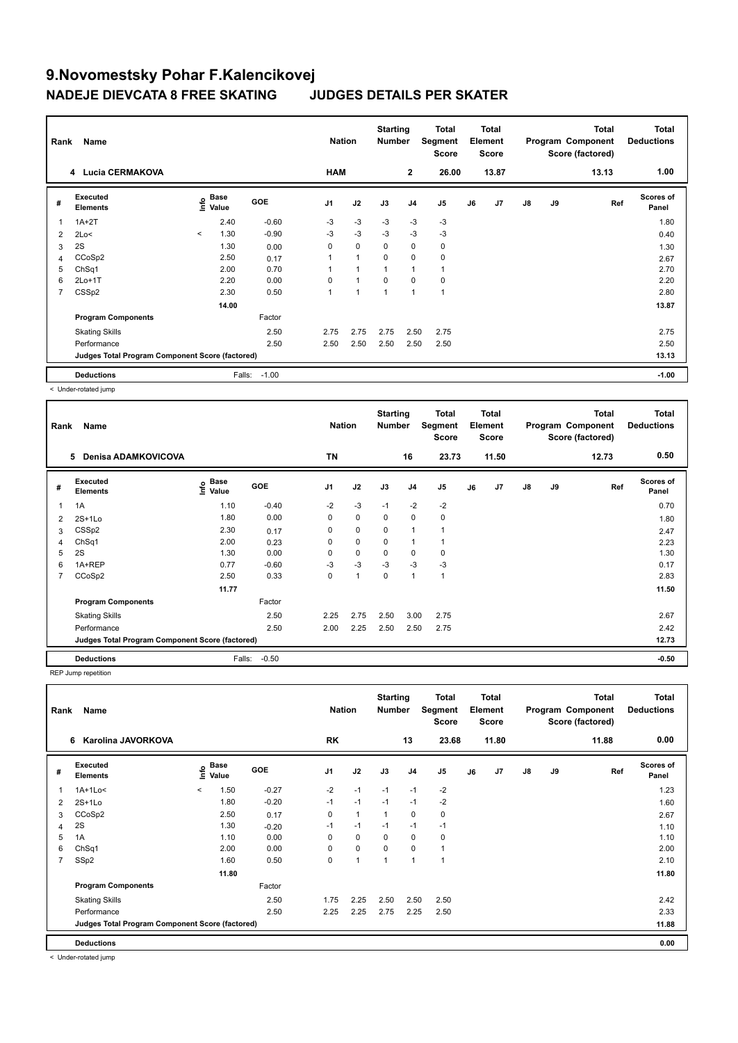# 9.Novomestsky Pohar F.Kalencikovej

## NADEJE DIEVCATA 8 FREE SKATING JUDGES DETAILS PER SKATER

| Rank | Name | | | Nation | | Starting Number | | Total Segment Score | | Total Element Score | | Total Program Component Score (factored) | | Total Deductions |
|---|---|---|---|---|---|---|---|---|---|---|---|---|---|---|
| 4 | Lucia CERMAKOVA | | | HAM | | 2 | | 26.00 | | 13.87 | | 13.13 | | 1.00 |

| # | Executed Elements | Info | Base Value | GOE | J1 | J2 | J3 | J4 | J5 | J6 | J7 | J8 | J9 | Ref | Scores of Panel |
|---|---|---|---|---|---|---|---|---|---|---|---|---|---|---|---|
| 1 | 1A+2T | | 2.40 | -0.60 | -3 | -3 | -3 | -3 | -3 | | | | | | 1.80 |
| 2 | 2Lo< | < | 1.30 | -0.90 | -3 | -3 | -3 | -3 | -3 | | | | | | 0.40 |
| 3 | 2S | | 1.30 | 0.00 | 0 | 0 | 0 | 0 | 0 | | | | | | 1.30 |
| 4 | CCoSp2 | | 2.50 | 0.17 | 1 | 1 | 0 | 0 | 0 | | | | | | 2.67 |
| 5 | ChSq1 | | 2.00 | 0.70 | 1 | 1 | 1 | 1 | 1 | | | | | | 2.70 |
| 6 | 2Lo+1T | | 2.20 | 0.00 | 0 | 1 | 0 | 0 | 0 | | | | | | 2.20 |
| 7 | CSSp2 | | 2.30 | 0.50 | 1 | 1 | 1 | 1 | 1 | | | | | | 2.80 |
| | | | 14.00 | | | | | | | | | | | | 13.87 |
| | **Program Components** | | | Factor | | | | | | | | | | | |
| | Skating Skills | | | 2.50 | 2.75 | 2.75 | 2.75 | 2.50 | 2.75 | | | | | | 2.75 |
| | Performance | | | 2.50 | 2.50 | 2.50 | 2.50 | 2.50 | 2.50 | | | | | | 2.50 |
| | Judges Total Program Component Score (factored) | | | | | | | | | | | | | | 13.13 |
| | **Deductions** | | Falls: | -1.00 | | | | | | | | | | | -1.00 |

< Under-rotated jump

| Rank | Name | | | Nation | | Starting Number | | Total Segment Score | | Total Element Score | | Total Program Component Score (factored) | | Total Deductions |
|---|---|---|---|---|---|---|---|---|---|---|---|---|---|---|
| 5 | Denisa ADAMKOVICOVA | | | TN | | 16 | | 23.73 | | 11.50 | | 12.73 | | 0.50 |

| # | Executed Elements | Info | Base Value | GOE | J1 | J2 | J3 | J4 | J5 | J6 | J7 | J8 | J9 | Ref | Scores of Panel |
|---|---|---|---|---|---|---|---|---|---|---|---|---|---|---|---|
| 1 | 1A | | 1.10 | -0.40 | -2 | -3 | -1 | -2 | -2 | | | | | | 0.70 |
| 2 | 2S+1Lo | | 1.80 | 0.00 | 0 | 0 | 0 | 0 | 0 | | | | | | 1.80 |
| 3 | CSSp2 | | 2.30 | 0.17 | 0 | 0 | 0 | 1 | 1 | | | | | | 2.47 |
| 4 | ChSq1 | | 2.00 | 0.23 | 0 | 0 | 0 | 1 | 1 | | | | | | 2.23 |
| 5 | 2S | | 1.30 | 0.00 | 0 | 0 | 0 | 0 | 0 | | | | | | 1.30 |
| 6 | 1A+REP | | 0.77 | -0.60 | -3 | -3 | -3 | -3 | -3 | | | | | | 0.17 |
| 7 | CCoSp2 | | 2.50 | 0.33 | 0 | 1 | 0 | 1 | 1 | | | | | | 2.83 |
| | | | 11.77 | | | | | | | | | | | | 11.50 |
| | **Program Components** | | | Factor | | | | | | | | | | | |
| | Skating Skills | | | 2.50 | 2.25 | 2.75 | 2.50 | 3.00 | 2.75 | | | | | | 2.67 |
| | Performance | | | 2.50 | 2.00 | 2.25 | 2.50 | 2.50 | 2.75 | | | | | | 2.42 |
| | Judges Total Program Component Score (factored) | | | | | | | | | | | | | | 12.73 |
| | **Deductions** | | Falls: | -0.50 | | | | | | | | | | | -0.50 |

REP Jump repetition

| Rank | Name | | | Nation | | Starting Number | | Total Segment Score | | Total Element Score | | Total Program Component Score (factored) | | Total Deductions |
|---|---|---|---|---|---|---|---|---|---|---|---|---|---|---|
| 6 | Karolina JAVORKOVA | | | RK | | 13 | | 23.68 | | 11.80 | | 11.88 | | 0.00 |

| # | Executed Elements | Info | Base Value | GOE | J1 | J2 | J3 | J4 | J5 | J6 | J7 | J8 | J9 | Ref | Scores of Panel |
|---|---|---|---|---|---|---|---|---|---|---|---|---|---|---|---|
| 1 | 1A+1Lo< | < | 1.50 | -0.27 | -2 | -1 | -1 | -1 | -2 | | | | | | 1.23 |
| 2 | 2S+1Lo | | 1.80 | -0.20 | -1 | -1 | -1 | -1 | -2 | | | | | | 1.60 |
| 3 | CCoSp2 | | 2.50 | 0.17 | 0 | 1 | 1 | 0 | 0 | | | | | | 2.67 |
| 4 | 2S | | 1.30 | -0.20 | -1 | -1 | -1 | -1 | -1 | | | | | | 1.10 |
| 5 | 1A | | 1.10 | 0.00 | 0 | 0 | 0 | 0 | 0 | | | | | | 1.10 |
| 6 | ChSq1 | | 2.00 | 0.00 | 0 | 0 | 0 | 0 | 1 | | | | | | 2.00 |
| 7 | SSp2 | | 1.60 | 0.50 | 0 | 1 | 1 | 1 | 1 | | | | | | 2.10 |
| | | | 11.80 | | | | | | | | | | | | 11.80 |
| | **Program Components** | | | Factor | | | | | | | | | | | |
| | Skating Skills | | | 2.50 | 1.75 | 2.25 | 2.50 | 2.50 | 2.50 | | | | | | 2.42 |
| | Performance | | | 2.50 | 2.25 | 2.25 | 2.75 | 2.25 | 2.50 | | | | | | 2.33 |
| | Judges Total Program Component Score (factored) | | | | | | | | | | | | | | 11.88 |
| | **Deductions** | | | | | | | | | | | | | | 0.00 |

< Under-rotated jump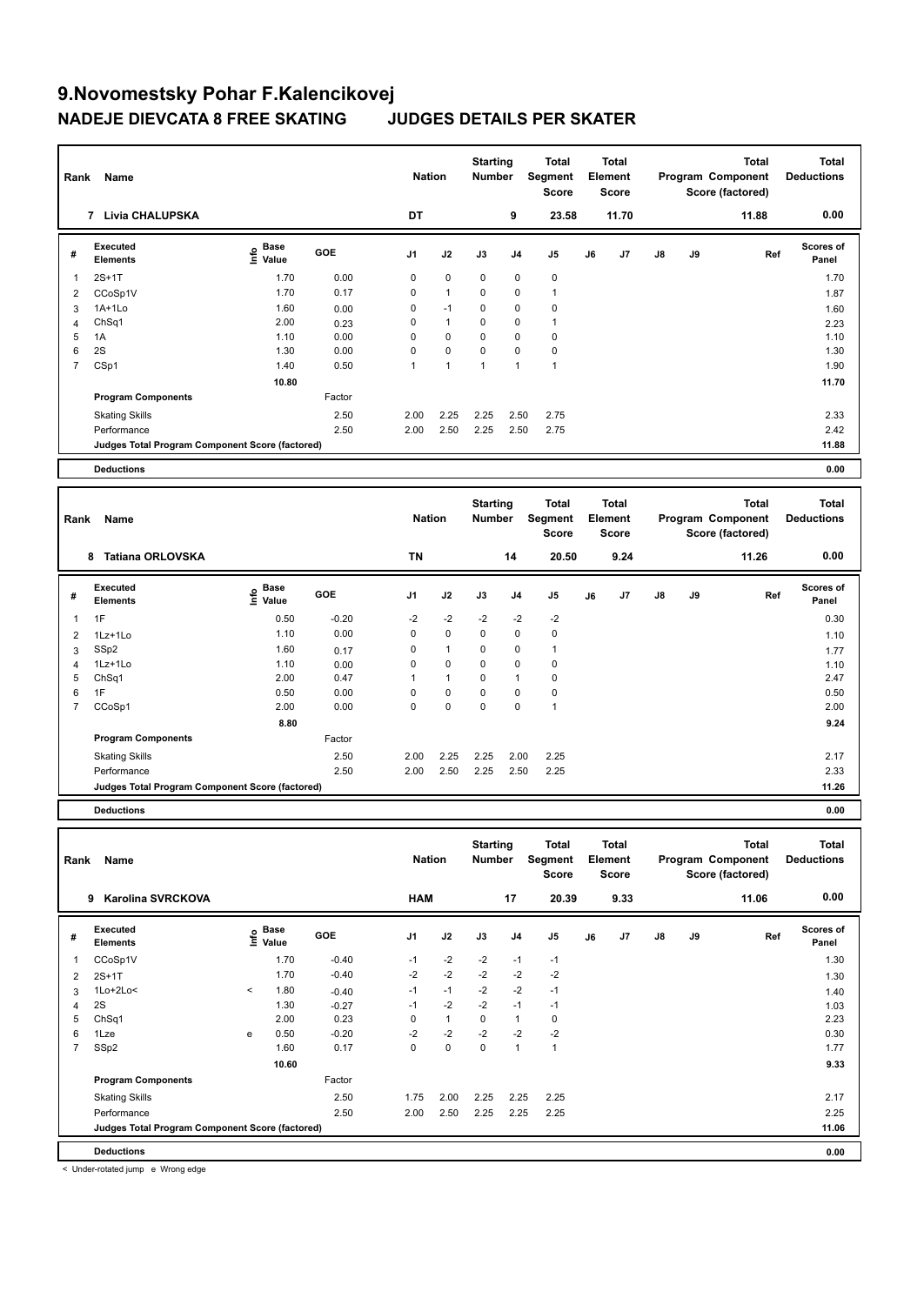# 9.Novomestsky Pohar F.Kalencikovej

## NADEJE DIEVCATA 8 FREE SKATING JUDGES DETAILS PER SKATER

| Rank | Name | Nation | Starting Number | Total Segment Score | Total Element Score | Total Program Component Score (factored) | Total Deductions |
|---|---|---|---|---|---|---|---|
| 7 | Livia CHALUPSKA | DT | 9 | 23.58 | 11.70 | 11.88 | 0.00 |

| # | Executed Elements | Info | Base Value | GOE | J1 | J2 | J3 | J4 | J5 | J6 | J7 | J8 | J9 | Ref | Scores of Panel |
|---|---|---|---|---|---|---|---|---|---|---|---|---|---|---|---|
| 1 | 2S+1T | | 1.70 | 0.00 | 0 | 0 | 0 | 0 | 0 | | | | | | 1.70 |
| 2 | CCoSp1V | | 1.70 | 0.17 | 0 | 1 | 0 | 0 | 1 | | | | | | 1.87 |
| 3 | 1A+1Lo | | 1.60 | 0.00 | 0 | -1 | 0 | 0 | 0 | | | | | | 1.60 |
| 4 | ChSq1 | | 2.00 | 0.23 | 0 | 1 | 0 | 0 | 1 | | | | | | 2.23 |
| 5 | 1A | | 1.10 | 0.00 | 0 | 0 | 0 | 0 | 0 | | | | | | 1.10 |
| 6 | 2S | | 1.30 | 0.00 | 0 | 0 | 0 | 0 | 0 | | | | | | 1.30 |
| 7 | CSp1 | | 1.40 | 0.50 | 1 | 1 | 1 | 1 | 1 | | | | | | 1.90 |
| | | | 10.80 | | | | | | | | | | | | 11.70 |
| | Program Components | | | Factor | | | | | | | | | | | |
| | Skating Skills | | | 2.50 | 2.00 | 2.25 | 2.25 | 2.50 | 2.75 | | | | | | 2.33 |
| | Performance | | | 2.50 | 2.00 | 2.50 | 2.25 | 2.50 | 2.75 | | | | | | 2.42 |
| | Judges Total Program Component Score (factored) | | | | | | | | | | | | | | 11.88 |
| | Deductions | | | | | | | | | | | | | | 0.00 |

| Rank | Name | Nation | Starting Number | Total Segment Score | Total Element Score | Total Program Component Score (factored) | Total Deductions |
|---|---|---|---|---|---|---|---|
| 8 | Tatiana ORLOVSKA | TN | 14 | 20.50 | 9.24 | 11.26 | 0.00 |

| # | Executed Elements | Info | Base Value | GOE | J1 | J2 | J3 | J4 | J5 | J6 | J7 | J8 | J9 | Ref | Scores of Panel |
|---|---|---|---|---|---|---|---|---|---|---|---|---|---|---|---|
| 1 | 1F | | 0.50 | -0.20 | -2 | -2 | -2 | -2 | -2 | | | | | | 0.30 |
| 2 | 1Lz+1Lo | | 1.10 | 0.00 | 0 | 0 | 0 | 0 | 0 | | | | | | 1.10 |
| 3 | SSp2 | | 1.60 | 0.17 | 0 | 1 | 0 | 0 | 1 | | | | | | 1.77 |
| 4 | 1Lz+1Lo | | 1.10 | 0.00 | 0 | 0 | 0 | 0 | 0 | | | | | | 1.10 |
| 5 | ChSq1 | | 2.00 | 0.47 | 1 | 1 | 0 | 1 | 0 | | | | | | 2.47 |
| 6 | 1F | | 0.50 | 0.00 | 0 | 0 | 0 | 0 | 0 | | | | | | 0.50 |
| 7 | CCoSp1 | | 2.00 | 0.00 | 0 | 0 | 0 | 0 | 1 | | | | | | 2.00 |
| | | | 8.80 | | | | | | | | | | | | 9.24 |
| | Program Components | | | Factor | | | | | | | | | | | |
| | Skating Skills | | | 2.50 | 2.00 | 2.25 | 2.25 | 2.00 | 2.25 | | | | | | 2.17 |
| | Performance | | | 2.50 | 2.00 | 2.50 | 2.25 | 2.50 | 2.25 | | | | | | 2.33 |
| | Judges Total Program Component Score (factored) | | | | | | | | | | | | | | 11.26 |
| | Deductions | | | | | | | | | | | | | | 0.00 |

| Rank | Name | Nation | Starting Number | Total Segment Score | Total Element Score | Total Program Component Score (factored) | Total Deductions |
|---|---|---|---|---|---|---|---|
| 9 | Karolina SVRCKOVA | HAM | 17 | 20.39 | 9.33 | 11.06 | 0.00 |

| # | Executed Elements | Info | Base Value | GOE | J1 | J2 | J3 | J4 | J5 | J6 | J7 | J8 | J9 | Ref | Scores of Panel |
|---|---|---|---|---|---|---|---|---|---|---|---|---|---|---|---|
| 1 | CCoSp1V | | 1.70 | -0.40 | -1 | -2 | -2 | -1 | -1 | | | | | | 1.30 |
| 2 | 2S+1T | | 1.70 | -0.40 | -2 | -2 | -2 | -2 | -2 | | | | | | 1.30 |
| 3 | 1Lo+2Lo< | < | 1.80 | -0.40 | -1 | -1 | -2 | -2 | -1 | | | | | | 1.40 |
| 4 | 2S | | 1.30 | -0.27 | -1 | -2 | -2 | -1 | -1 | | | | | | 1.03 |
| 5 | ChSq1 | | 2.00 | 0.23 | 0 | 1 | 0 | 1 | 0 | | | | | | 2.23 |
| 6 | 1Lze | e | 0.50 | -0.20 | -2 | -2 | -2 | -2 | -2 | | | | | | 0.30 |
| 7 | SSp2 | | 1.60 | 0.17 | 0 | 0 | 0 | 1 | 1 | | | | | | 1.77 |
| | | | 10.60 | | | | | | | | | | | | 9.33 |
| | Program Components | | | Factor | | | | | | | | | | | |
| | Skating Skills | | | 2.50 | 1.75 | 2.00 | 2.25 | 2.25 | 2.25 | | | | | | 2.17 |
| | Performance | | | 2.50 | 2.00 | 2.50 | 2.25 | 2.25 | 2.25 | | | | | | 2.25 |
| | Judges Total Program Component Score (factored) | | | | | | | | | | | | | | 11.06 |
| | Deductions | | | | | | | | | | | | | | 0.00 |

< Under-rotated jump e Wrong edge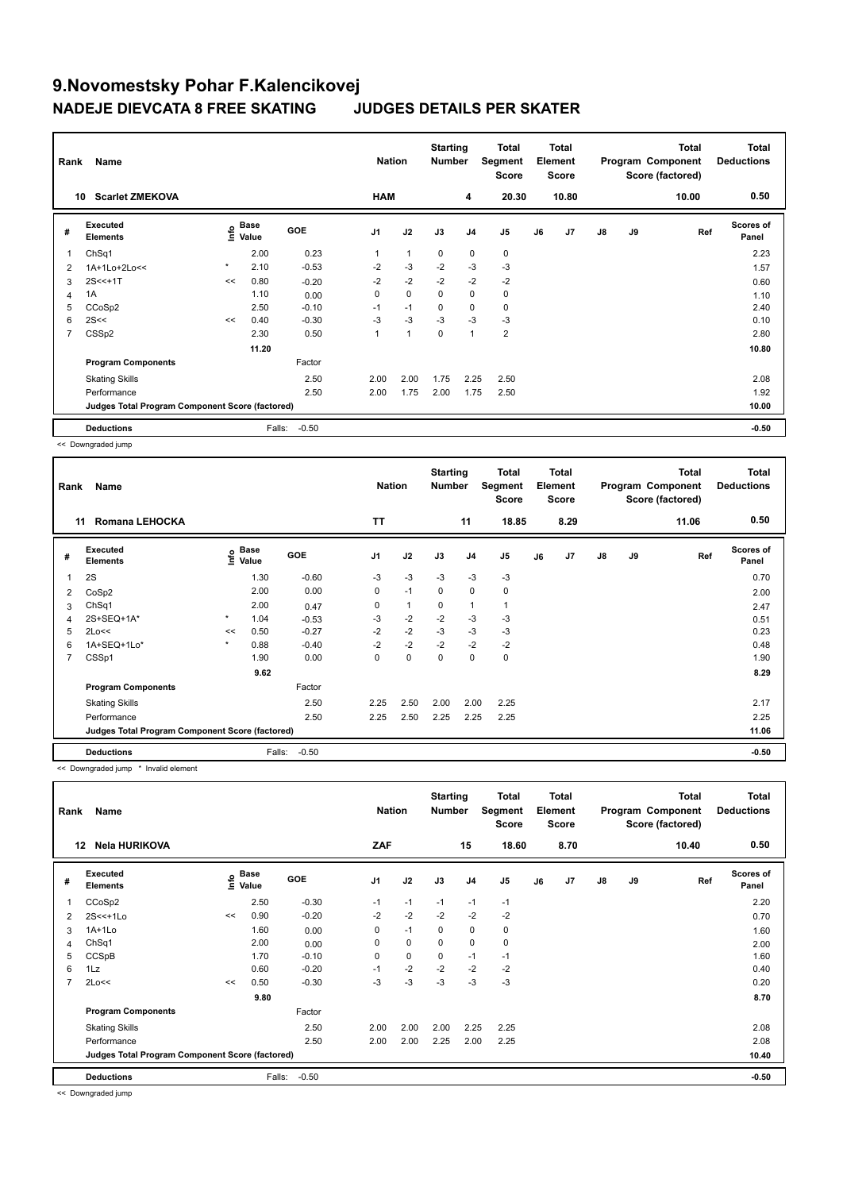# 9.Novomestsky Pohar F.Kalencikovej

## NADEJE DIEVCATA 8 FREE SKATING JUDGES DETAILS PER SKATER

| Rank | Name | Nation | Starting Number | Total Segment Score | Total Element Score | Total Program Component Score (factored) | Total Deductions |
|---|---|---|---|---|---|---|---|
| 10 | Scarlet ZMEKOVA | HAM | 4 | 20.30 | 10.80 | 10.00 | 0.50 |

| # | Executed Elements | Info | Base Value | GOE | J1 | J2 | J3 | J4 | J5 | J6 | J7 | J8 | J9 | Ref | Scores of Panel |
|---|---|---|---|---|---|---|---|---|---|---|---|---|---|---|---|
| 1 | ChSq1 | | 2.00 | 0.23 | 1 | 1 | 0 | 0 | 0 | | | | | | 2.23 |
| 2 | 1A+1Lo+2Lo<< | * | 2.10 | -0.53 | -2 | -3 | -2 | -3 | -3 | | | | | | 1.57 |
| 3 | 2S<<+1T | << | 0.80 | -0.20 | -2 | -2 | -2 | -2 | -2 | | | | | | 0.60 |
| 4 | 1A | | 1.10 | 0.00 | 0 | 0 | 0 | 0 | 0 | | | | | | 1.10 |
| 5 | CCoSp2 | | 2.50 | -0.10 | -1 | -1 | 0 | 0 | 0 | | | | | | 2.40 |
| 6 | 2S<< | << | 0.40 | -0.30 | -3 | -3 | -3 | -3 | -3 | | | | | | 0.10 |
| 7 | CSSp2 | | 2.30 | 0.50 | 1 | 1 | 0 | 1 | 2 | | | | | | 2.80 |
| | | | 11.20 | | | | | | | | | | | | 10.80 |
| | **Program Components** | | | Factor | | | | | | | | | | | |
| | Skating Skills | | | 2.50 | 2.00 | 2.00 | 1.75 | 2.25 | 2.50 | | | | | | 2.08 |
| | Performance | | | 2.50 | 2.00 | 1.75 | 2.00 | 1.75 | 2.50 | | | | | | 1.92 |
| | **Judges Total Program Component Score (factored)** | | | | | | | | | | | | | | 10.00 |
| | **Deductions** | | Falls: | -0.50 | | | | | | | | | | | -0.50 |

<< Downgraded jump

| Rank | Name | Nation | Starting Number | Total Segment Score | Total Element Score | Total Program Component Score (factored) | Total Deductions |
|---|---|---|---|---|---|---|---|
| 11 | Romana LEHOCKA | TT | 11 | 18.85 | 8.29 | 11.06 | 0.50 |

| # | Executed Elements | Info | Base Value | GOE | J1 | J2 | J3 | J4 | J5 | J6 | J7 | J8 | J9 | Ref | Scores of Panel |
|---|---|---|---|---|---|---|---|---|---|---|---|---|---|---|---|
| 1 | 2S | | 1.30 | -0.60 | -3 | -3 | -3 | -3 | -3 | | | | | | 0.70 |
| 2 | CoSp2 | | 2.00 | 0.00 | 0 | -1 | 0 | 0 | 0 | | | | | | 2.00 |
| 3 | ChSq1 | | 2.00 | 0.47 | 0 | 1 | 0 | 1 | 1 | | | | | | 2.47 |
| 4 | 2S+SEQ+1A* | * | 1.04 | -0.53 | -3 | -2 | -2 | -3 | -3 | | | | | | 0.51 |
| 5 | 2Lo<< | << | 0.50 | -0.27 | -2 | -2 | -3 | -3 | -3 | | | | | | 0.23 |
| 6 | 1A+SEQ+1Lo* | * | 0.88 | -0.40 | -2 | -2 | -2 | -2 | -2 | | | | | | 0.48 |
| 7 | CSSp1 | | 1.90 | 0.00 | 0 | 0 | 0 | 0 | 0 | | | | | | 1.90 |
| | | | 9.62 | | | | | | | | | | | | 8.29 |
| | **Program Components** | | | Factor | | | | | | | | | | | |
| | Skating Skills | | | 2.50 | 2.25 | 2.50 | 2.00 | 2.00 | 2.25 | | | | | | 2.17 |
| | Performance | | | 2.50 | 2.25 | 2.50 | 2.25 | 2.25 | 2.25 | | | | | | 2.25 |
| | **Judges Total Program Component Score (factored)** | | | | | | | | | | | | | | 11.06 |
| | **Deductions** | | Falls: | -0.50 | | | | | | | | | | | -0.50 |

<< Downgraded jump * Invalid element

| Rank | Name | Nation | Starting Number | Total Segment Score | Total Element Score | Total Program Component Score (factored) | Total Deductions |
|---|---|---|---|---|---|---|---|
| 12 | Nela HURIKOVA | ZAF | 15 | 18.60 | 8.70 | 10.40 | 0.50 |

| # | Executed Elements | Info | Base Value | GOE | J1 | J2 | J3 | J4 | J5 | J6 | J7 | J8 | J9 | Ref | Scores of Panel |
|---|---|---|---|---|---|---|---|---|---|---|---|---|---|---|---|
| 1 | CCoSp2 | | 2.50 | -0.30 | -1 | -1 | -1 | -1 | -1 | | | | | | 2.20 |
| 2 | 2S<<+1Lo | << | 0.90 | -0.20 | -2 | -2 | -2 | -2 | -2 | | | | | | 0.70 |
| 3 | 1A+1Lo | | 1.60 | 0.00 | 0 | -1 | 0 | 0 | 0 | | | | | | 1.60 |
| 4 | ChSq1 | | 2.00 | 0.00 | 0 | 0 | 0 | 0 | 0 | | | | | | 2.00 |
| 5 | CCSpB | | 1.70 | -0.10 | 0 | 0 | 0 | -1 | -1 | | | | | | 1.60 |
| 6 | 1Lz | | 0.60 | -0.20 | -1 | -2 | -2 | -2 | -2 | | | | | | 0.40 |
| 7 | 2Lo<< | << | 0.50 | -0.30 | -3 | -3 | -3 | -3 | -3 | | | | | | 0.20 |
| | | | 9.80 | | | | | | | | | | | | 8.70 |
| | **Program Components** | | | Factor | | | | | | | | | | | |
| | Skating Skills | | | 2.50 | 2.00 | 2.00 | 2.00 | 2.25 | 2.25 | | | | | | 2.08 |
| | Performance | | | 2.50 | 2.00 | 2.00 | 2.25 | 2.00 | 2.25 | | | | | | 2.08 |
| | **Judges Total Program Component Score (factored)** | | | | | | | | | | | | | | 10.40 |
| | **Deductions** | | Falls: | -0.50 | | | | | | | | | | | -0.50 |

<< Downgraded jump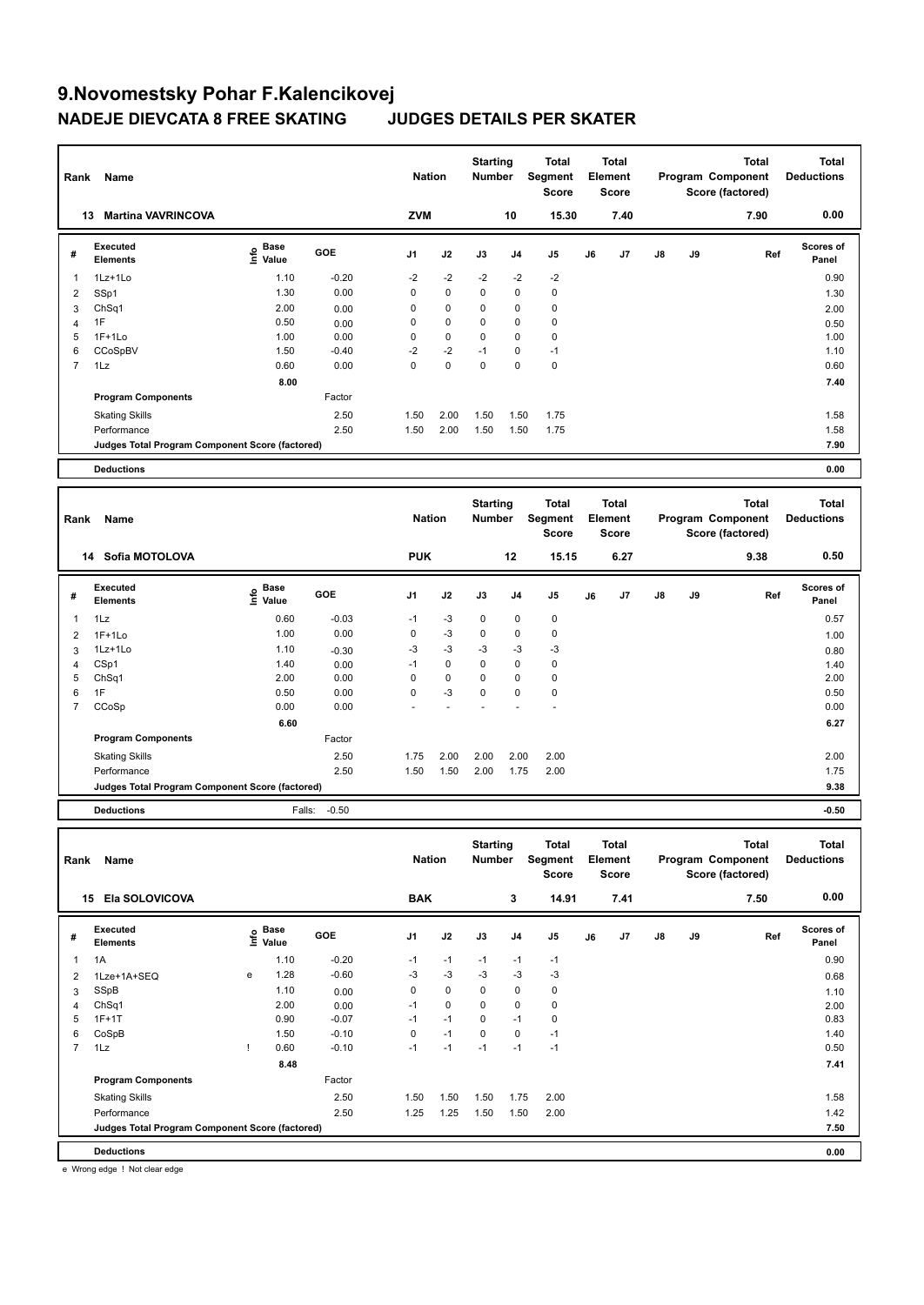# 9.Novomestsky Pohar F.Kalencikovej

## NADEJE DIEVCATA 8 FREE SKATING JUDGES DETAILS PER SKATER

| Rank | Name | Nation | Starting Number | Total Segment Score | Total Element Score | Total Program Component Score (factored) | Total Deductions |
|---|---|---|---|---|---|---|---|
| 13 | Martina VAVRINCOVA | ZVM | 10 | 15.30 | 7.40 | 7.90 | 0.00 |

| # | Executed Elements | Info | Base Value | GOE | J1 | J2 | J3 | J4 | J5 | J6 | J7 | J8 | J9 | Ref | Scores of Panel |
|---|---|---|---|---|---|---|---|---|---|---|---|---|---|---|---|
| 1 | 1Lz+1Lo | | 1.10 | -0.20 | -2 | -2 | -2 | -2 | -2 | | | | | | 0.90 |
| 2 | SSp1 | | 1.30 | 0.00 | 0 | 0 | 0 | 0 | 0 | | | | | | 1.30 |
| 3 | ChSq1 | | 2.00 | 0.00 | 0 | 0 | 0 | 0 | 0 | | | | | | 2.00 |
| 4 | 1F | | 0.50 | 0.00 | 0 | 0 | 0 | 0 | 0 | | | | | | 0.50 |
| 5 | 1F+1Lo | | 1.00 | 0.00 | 0 | 0 | 0 | 0 | 0 | | | | | | 1.00 |
| 6 | CCoSpBV | | 1.50 | -0.40 | -2 | -2 | -1 | 0 | -1 | | | | | | 1.10 |
| 7 | 1Lz | | 0.60 | 0.00 | 0 | 0 | 0 | 0 | 0 | | | | | | 0.60 |
| | | | 8.00 | | | | | | | | | | | | 7.40 |
| | **Program Components** | | | Factor | | | | | | | | | | | |
| | Skating Skills | | | 2.50 | 1.50 | 2.00 | 1.50 | 1.50 | 1.75 | | | | | | 1.58 |
| | Performance | | | 2.50 | 1.50 | 2.00 | 1.50 | 1.50 | 1.75 | | | | | | 1.58 |
| | Judges Total Program Component Score (factored) | | | | | | | | | | | | | | 7.90 |
| | **Deductions** | | | | | | | | | | | | | | 0.00 |

| Rank | Name | Nation | Starting Number | Total Segment Score | Total Element Score | Total Program Component Score (factored) | Total Deductions |
|---|---|---|---|---|---|---|---|
| 14 | Sofia MOTOLOVA | PUK | 12 | 15.15 | 6.27 | 9.38 | 0.50 |

| # | Executed Elements | Info | Base Value | GOE | J1 | J2 | J3 | J4 | J5 | J6 | J7 | J8 | J9 | Ref | Scores of Panel |
|---|---|---|---|---|---|---|---|---|---|---|---|---|---|---|---|
| 1 | 1Lz | | 0.60 | -0.03 | -1 | -3 | 0 | 0 | 0 | | | | | | 0.57 |
| 2 | 1F+1Lo | | 1.00 | 0.00 | 0 | -3 | 0 | 0 | 0 | | | | | | 1.00 |
| 3 | 1Lz+1Lo | | 1.10 | -0.30 | -3 | -3 | -3 | -3 | -3 | | | | | | 0.80 |
| 4 | CSp1 | | 1.40 | 0.00 | -1 | 0 | 0 | 0 | 0 | | | | | | 1.40 |
| 5 | ChSq1 | | 2.00 | 0.00 | 0 | 0 | 0 | 0 | 0 | | | | | | 2.00 |
| 6 | 1F | | 0.50 | 0.00 | 0 | -3 | 0 | 0 | 0 | | | | | | 0.50 |
| 7 | CCoSp | | 0.00 | 0.00 | - | - | - | - | - | | | | | | 0.00 |
| | | | 6.60 | | | | | | | | | | | | 6.27 |
| | **Program Components** | | | Factor | | | | | | | | | | | |
| | Skating Skills | | | 2.50 | 1.75 | 2.00 | 2.00 | 2.00 | 2.00 | | | | | | 2.00 |
| | Performance | | | 2.50 | 1.50 | 1.50 | 2.00 | 1.75 | 2.00 | | | | | | 1.75 |
| | Judges Total Program Component Score (factored) | | | | | | | | | | | | | | 9.38 |
| | **Deductions** | | Falls: | -0.50 | | | | | | | | | | | -0.50 |

| Rank | Name | Nation | Starting Number | Total Segment Score | Total Element Score | Total Program Component Score (factored) | Total Deductions |
|---|---|---|---|---|---|---|---|
| 15 | Ela SOLOVICOVA | BAK | 3 | 14.91 | 7.41 | 7.50 | 0.00 |

| # | Executed Elements | Info | Base Value | GOE | J1 | J2 | J3 | J4 | J5 | J6 | J7 | J8 | J9 | Ref | Scores of Panel |
|---|---|---|---|---|---|---|---|---|---|---|---|---|---|---|---|
| 1 | 1A | | 1.10 | -0.20 | -1 | -1 | -1 | -1 | -1 | | | | | | 0.90 |
| 2 | 1Lze+1A+SEQ | e | 1.28 | -0.60 | -3 | -3 | -3 | -3 | -3 | | | | | | 0.68 |
| 3 | SSpB | | 1.10 | 0.00 | 0 | 0 | 0 | 0 | 0 | | | | | | 1.10 |
| 4 | ChSq1 | | 2.00 | 0.00 | -1 | 0 | 0 | 0 | 0 | | | | | | 2.00 |
| 5 | 1F+1T | | 0.90 | -0.07 | -1 | -1 | 0 | -1 | 0 | | | | | | 0.83 |
| 6 | CoSpB | | 1.50 | -0.10 | 0 | -1 | 0 | 0 | -1 | | | | | | 1.40 |
| 7 | 1Lz | ! | 0.60 | -0.10 | -1 | -1 | -1 | -1 | -1 | | | | | | 0.50 |
| | | | 8.48 | | | | | | | | | | | | 7.41 |
| | **Program Components** | | | Factor | | | | | | | | | | | |
| | Skating Skills | | | 2.50 | 1.50 | 1.50 | 1.50 | 1.75 | 2.00 | | | | | | 1.58 |
| | Performance | | | 2.50 | 1.25 | 1.25 | 1.50 | 1.50 | 2.00 | | | | | | 1.42 |
| | Judges Total Program Component Score (factored) | | | | | | | | | | | | | | 7.50 |
| | **Deductions** | | | | | | | | | | | | | | 0.00 |

e Wrong edge ! Not clear edge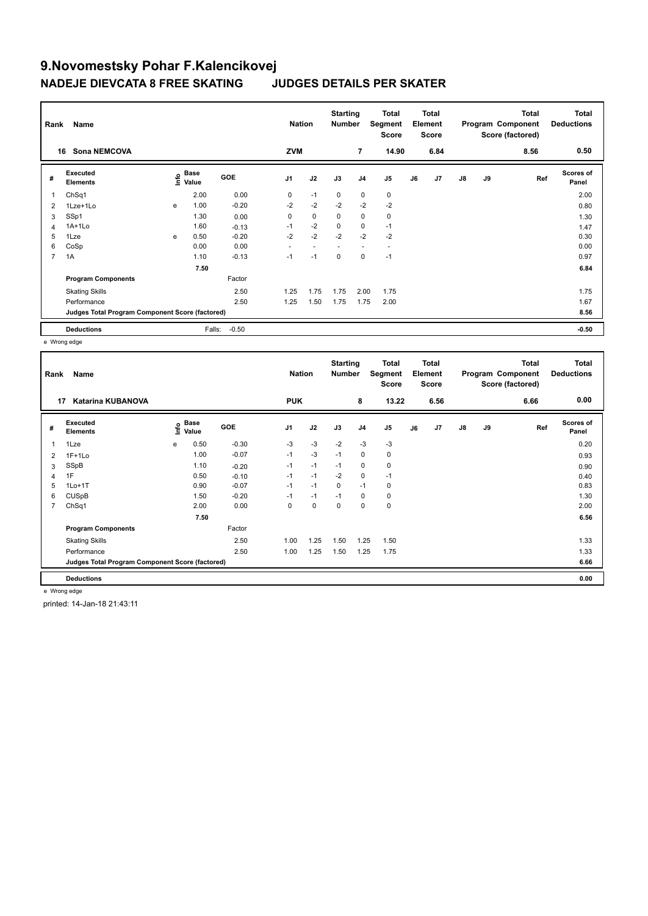# 9.Novomestsky Pohar F.Kalencikovej

## NADEJE DIEVCATA 8 FREE SKATING JUDGES DETAILS PER SKATER

| Rank | Name | Nation | Starting Number | Total Segment Score | Total Element Score | Total Program Component Score (factored) | Total Deductions |
|---|---|---|---|---|---|---|---|
| 16 | Sona NEMCOVA | ZVM | 7 | 14.90 | 6.84 | 8.56 | 0.50 |

| # | Executed Elements | Info | Base Value | GOE | J1 | J2 | J3 | J4 | J5 | J6 | J7 | J8 | J9 | Ref | Scores of Panel |
|---|---|---|---|---|---|---|---|---|---|---|---|---|---|---|---|
| 1 | ChSq1 | | 2.00 | 0.00 | 0 | -1 | 0 | 0 | 0 | | | | | | 2.00 |
| 2 | 1Lze+1Lo | e | 1.00 | -0.20 | -2 | -2 | -2 | -2 | -2 | | | | | | 0.80 |
| 3 | SSp1 | | 1.30 | 0.00 | 0 | 0 | 0 | 0 | 0 | | | | | | 1.30 |
| 4 | 1A+1Lo | | 1.60 | -0.13 | -1 | -2 | 0 | 0 | -1 | | | | | | 1.47 |
| 5 | 1Lze | e | 0.50 | -0.20 | -2 | -2 | -2 | -2 | -2 | | | | | | 0.30 |
| 6 | CoSp | | 0.00 | 0.00 | - | - | - | - | - | | | | | | 0.00 |
| 7 | 1A | | 1.10 | -0.13 | -1 | -1 | 0 | 0 | -1 | | | | | | 0.97 |
| | | | 7.50 | | | | | | | | | | | | 6.84 |
| | **Program Components** | | | Factor | | | | | | | | | | | |
| | Skating Skills | | | 2.50 | 1.25 | 1.75 | 1.75 | 2.00 | 1.75 | | | | | | 1.75 |
| | Performance | | | 2.50 | 1.25 | 1.50 | 1.75 | 1.75 | 2.00 | | | | | | 1.67 |
| | **Judges Total Program Component Score (factored)** | | | | | | | | | | | | | | 8.56 |
| | **Deductions** | | | Falls: -0.50 | | | | | | | | | | | -0.50 |

e Wrong edge

| Rank | Name | Nation | Starting Number | Total Segment Score | Total Element Score | Total Program Component Score (factored) | Total Deductions |
|---|---|---|---|---|---|---|---|
| 17 | Katarina KUBANOVA | PUK | 8 | 13.22 | 6.56 | 6.66 | 0.00 |

| # | Executed Elements | Info | Base Value | GOE | J1 | J2 | J3 | J4 | J5 | J6 | J7 | J8 | J9 | Ref | Scores of Panel |
|---|---|---|---|---|---|---|---|---|---|---|---|---|---|---|---|
| 1 | 1Lze | e | 0.50 | -0.30 | -3 | -3 | -2 | -3 | -3 | | | | | | 0.20 |
| 2 | 1F+1Lo | | 1.00 | -0.07 | -1 | -3 | -1 | 0 | 0 | | | | | | 0.93 |
| 3 | SSpB | | 1.10 | -0.20 | -1 | -1 | -1 | 0 | 0 | | | | | | 0.90 |
| 4 | 1F | | 0.50 | -0.10 | -1 | -1 | -2 | 0 | -1 | | | | | | 0.40 |
| 5 | 1Lo+1T | | 0.90 | -0.07 | -1 | -1 | 0 | -1 | 0 | | | | | | 0.83 |
| 6 | CUSpB | | 1.50 | -0.20 | -1 | -1 | -1 | 0 | 0 | | | | | | 1.30 |
| 7 | ChSq1 | | 2.00 | 0.00 | 0 | 0 | 0 | 0 | 0 | | | | | | 2.00 |
| | | | 7.50 | | | | | | | | | | | | 6.56 |
| | **Program Components** | | | Factor | | | | | | | | | | | |
| | Skating Skills | | | 2.50 | 1.00 | 1.25 | 1.50 | 1.25 | 1.50 | | | | | | 1.33 |
| | Performance | | | 2.50 | 1.00 | 1.25 | 1.50 | 1.25 | 1.75 | | | | | | 1.33 |
| | **Judges Total Program Component Score (factored)** | | | | | | | | | | | | | | 6.66 |
| | **Deductions** | | | | | | | | | | | | | | 0.00 |

e Wrong edge

printed: 14-Jan-18 21:43:11